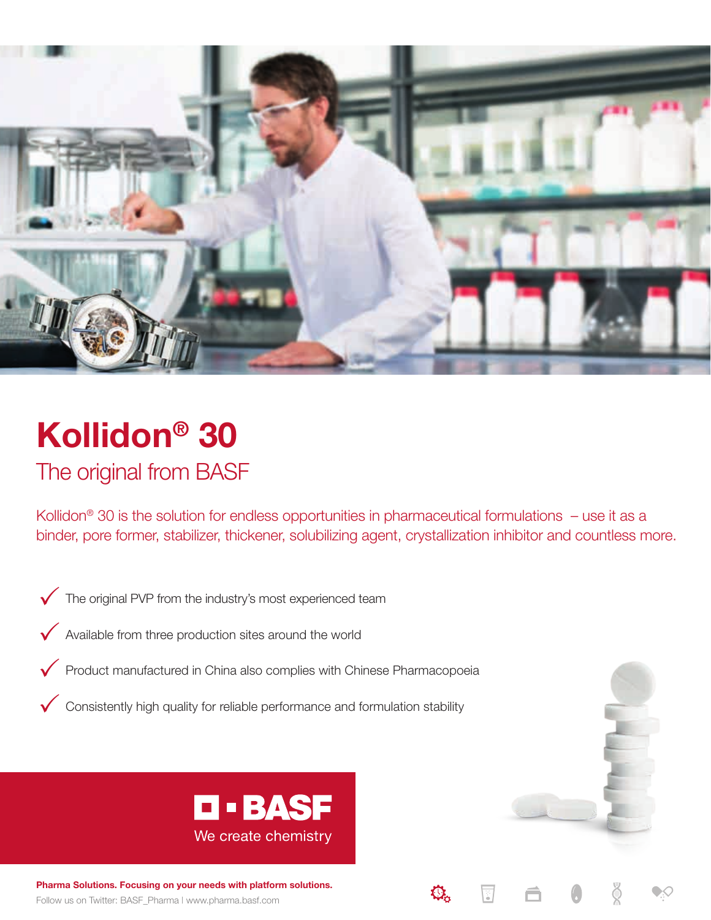# Kollidon® 30

## The original from BASF

Kollidon® 30 is the solution for endless opportunities in pharmaceutical formulations – use it as a binder, pore former, stabilizer, thickener, solubilizing agent, crystallization inhibitor and countless more.

- ✓ The original PVP from the industry's most experienced team
- ✓ Available from three production sites around the world
- ✓ Product manufactured in China also complies with Chinese Pharmacopoeia
- ✓ Consistently high quality for reliable performance and formulation stability

BASF
We create chemistry

**Pharma Solutions. Focusing on your needs with platform solutions.**

Follow us on Twitter: BASF_Pharma | www.pharma.basf.com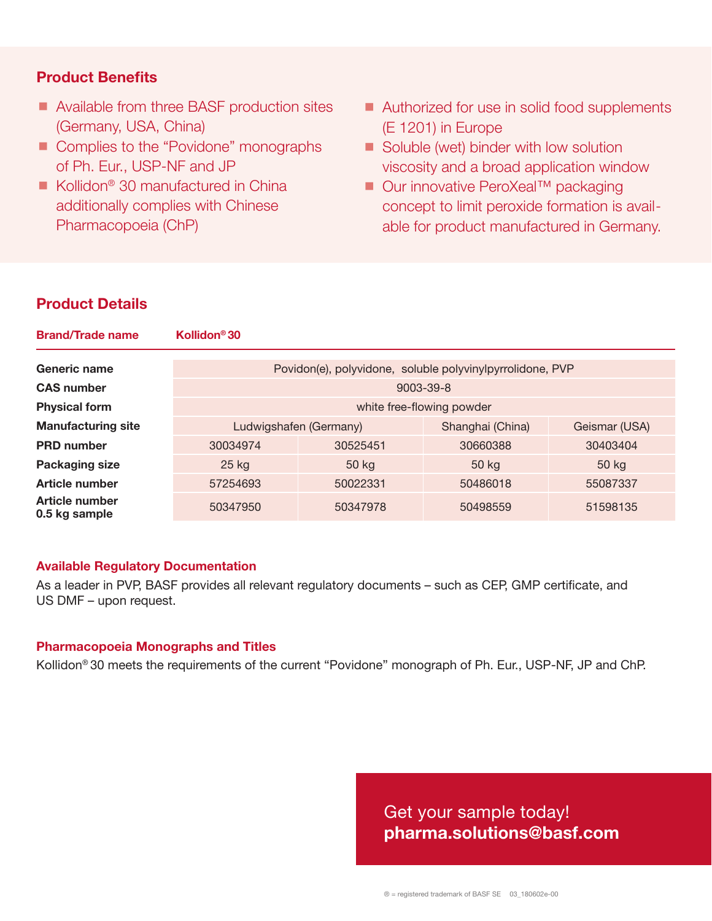## Product Benefits

- Available from three BASF production sites (Germany, USA, China)
- Complies to the “Povidone” monographs of Ph. Eur., USP-NF and JP
- Kollidon® 30 manufactured in China additionally complies with Chinese Pharmacopoeia (ChP)
- Authorized for use in solid food supplements (E 1201) in Europe
- Soluble (wet) binder with low solution viscosity and a broad application window
- Our innovative PeroXeal™ packaging concept to limit peroxide formation is available for product manufactured in Germany.

## Product Details

| Brand/Trade name | Kollidon® 30 | | | |
|---|---|---|---|---|
| **Generic name** | Povidon(e), polyvidone, soluble polyvinylpyrrolidone, PVP | | | |
| **CAS number** | 9003-39-8 | | | |
| **Physical form** | white free-flowing powder | | | |
| **Manufacturing site** | Ludwigshafen (Germany) | | Shanghai (China) | Geismar (USA) |
| **PRD number** | 30034974 | 30525451 | 30660388 | 30403404 |
| **Packaging size** | 25 kg | 50 kg | 50 kg | 50 kg |
| **Article number** | 57254693 | 50022331 | 50486018 | 55087337 |
| **Article number 0.5 kg sample** | 50347950 | 50347978 | 50498559 | 51598135 |

### Available Regulatory Documentation

As a leader in PVP, BASF provides all relevant regulatory documents – such as CEP, GMP certificate, and US DMF – upon request.

### Pharmacopoeia Monographs and Titles

Kollidon® 30 meets the requirements of the current “Povidone” monograph of Ph. Eur., USP-NF, JP and ChP.

Get your sample today!
**pharma.solutions@basf.com**

® = registered trademark of BASF SE 03_180602e-00